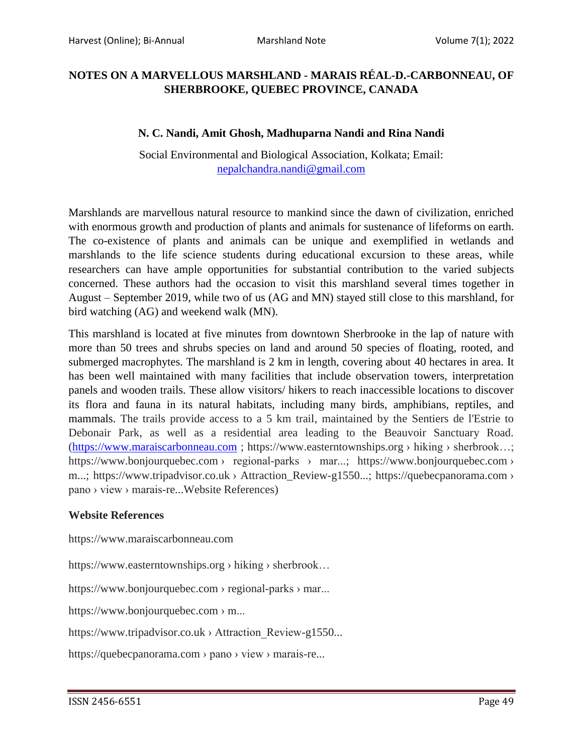# NOTES ON A MARVELLOUS MARSHLAND - MARAIS RÉAL-D.-CARBONNEAU, OF SHERBROOKE, QUEBEC PROVINCE, CANADA

**N. C. Nandi, Amit Ghosh, Madhuparna Nandi and Rina Nandi**

Social Environmental and Biological Association, Kolkata; Email: nepalchandra.nandi@gmail.com

Marshlands are marvellous natural resource to mankind since the dawn of civilization, enriched with enormous growth and production of plants and animals for sustenance of lifeforms on earth. The co-existence of plants and animals can be unique and exemplified in wetlands and marshlands to the life science students during educational excursion to these areas, while researchers can have ample opportunities for substantial contribution to the varied subjects concerned. These authors had the occasion to visit this marshland several times together in August – September 2019, while two of us (AG and MN) stayed still close to this marshland, for bird watching (AG) and weekend walk (MN).

This marshland is located at five minutes from downtown Sherbrooke in the lap of nature with more than 50 trees and shrubs species on land and around 50 species of floating, rooted, and submerged macrophytes. The marshland is 2 km in length, covering about 40 hectares in area. It has been well maintained with many facilities that include observation towers, interpretation panels and wooden trails. These allow visitors/ hikers to reach inaccessible locations to discover its flora and fauna in its natural habitats, including many birds, amphibians, reptiles, and mammals. The trails provide access to a 5 km trail, maintained by the Sentiers de l'Estrie to Debonair Park, as well as a residential area leading to the Beauvoir Sanctuary Road. (https://www.maraiscarbonneau.com ; https://www.easterntownships.org › hiking › sherbrook…; https://www.bonjourquebec.com › regional-parks › mar...; https://www.bonjourquebec.com › m...; https://www.tripadvisor.co.uk › Attraction_Review-g1550...; https://quebecpanorama.com › pano › view › marais-re...Website References)

**Website References**

https://www.maraiscarbonneau.com

https://www.easterntownships.org › hiking › sherbrook…

https://www.bonjourquebec.com › regional-parks › mar...

https://www.bonjourquebec.com › m...

https://www.tripadvisor.co.uk › Attraction_Review-g1550...

https://quebecpanorama.com › pano › view › marais-re...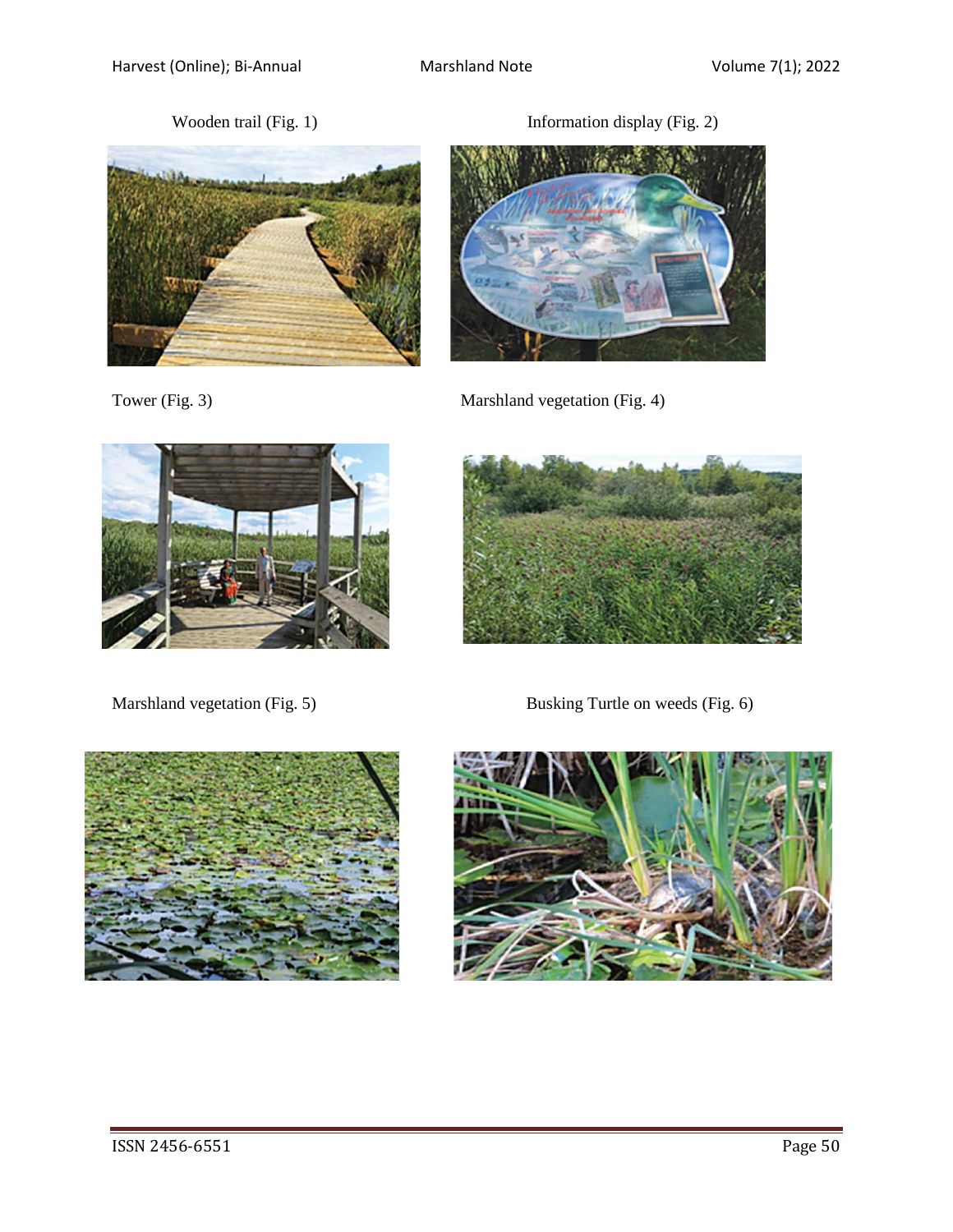Wooden trail (Fig. 1)

Information display (Fig. 2)

Tower (Fig. 3)

Marshland vegetation (Fig. 4)

Marshland vegetation (Fig. 5)

Busking Turtle on weeds (Fig. 6)